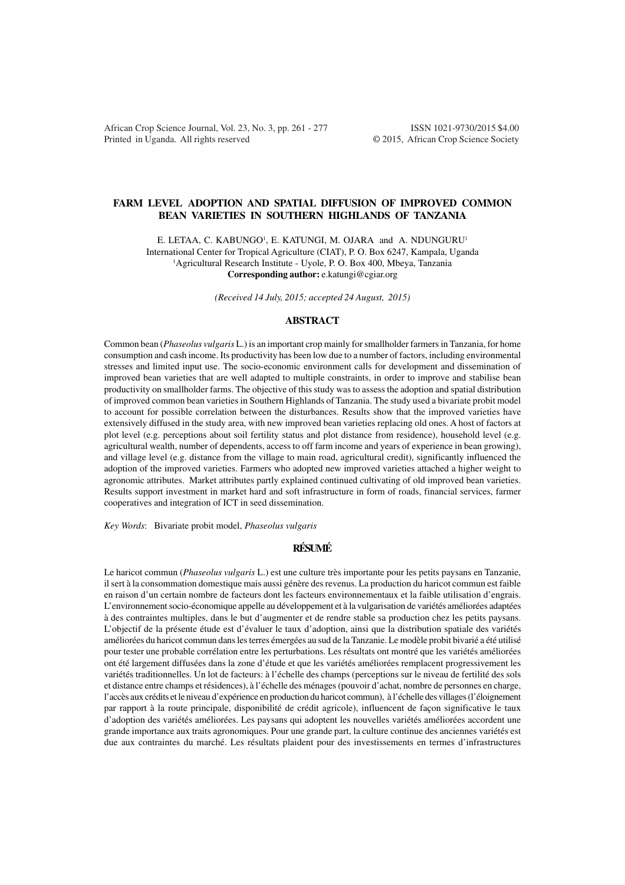# FARM LEVEL ADOPTION AND SPATIAL DIFFUSION OF IMPROVED COMMON BEAN VARIETIES IN SOUTHERN HIGHLANDS OF TANZANIA

E. LETAA, C. KABUNGO[1], E. KATUNGI, M. OJARA and A. NDUNGURU[1]

International Center for Tropical Agriculture (CIAT), P. O. Box 6247, Kampala, Uganda

[1]Agricultural Research Institute - Uyole, P. O. Box 400, Mbeya, Tanzania

**Corresponding author:** e.katungi@cgiar.org

*(Received 14 July, 2015; accepted 24 August, 2015)*

## ABSTRACT

Common bean (*Phaseolus vulgaris* L.) is an important crop mainly for smallholder farmers in Tanzania, for home consumption and cash income. Its productivity has been low due to a number of factors, including environmental stresses and limited input use. The socio-economic environment calls for development and dissemination of improved bean varieties that are well adapted to multiple constraints, in order to improve and stabilise bean productivity on smallholder farms. The objective of this study was to assess the adoption and spatial distribution of improved common bean varieties in Southern Highlands of Tanzania. The study used a bivariate probit model to account for possible correlation between the disturbances. Results show that the improved varieties have extensively diffused in the study area, with new improved bean varieties replacing old ones. A host of factors at plot level (e.g. perceptions about soil fertility status and plot distance from residence), household level (e.g. agricultural wealth, number of dependents, access to off farm income and years of experience in bean growing), and village level (e.g. distance from the village to main road, agricultural credit), significantly influenced the adoption of the improved varieties. Farmers who adopted new improved varieties attached a higher weight to agronomic attributes. Market attributes partly explained continued cultivating of old improved bean varieties. Results support investment in market hard and soft infrastructure in form of roads, financial services, farmer cooperatives and integration of ICT in seed dissemination.

*Key Words*: Bivariate probit model, *Phaseolus vulgaris*

## RÉSUMÉ

Le haricot commun (*Phaseolus vulgaris* L.) est une culture très importante pour les petits paysans en Tanzanie, il sert à la consommation domestique mais aussi génère des revenus. La production du haricot commun est faible en raison d'un certain nombre de facteurs dont les facteurs environnementaux et la faible utilisation d'engrais. L'environnement socio-économique appelle au développement et à la vulgarisation de variétés améliorées adaptées à des contraintes multiples, dans le but d'augmenter et de rendre stable sa production chez les petits paysans. L'objectif de la présente étude est d'évaluer le taux d'adoption, ainsi que la distribution spatiale des variétés améliorées du haricot commun dans les terres émergées au sud de la Tanzanie. Le modèle probit bivarié a été utilisé pour tester une probable corrélation entre les perturbations. Les résultats ont montré que les variétés améliorées ont été largement diffusées dans la zone d'étude et que les variétés améliorées remplacent progressivement les variétés traditionnelles. Un lot de facteurs: à l'échelle des champs (perceptions sur le niveau de fertilité des sols et distance entre champs et résidences), à l'échelle des ménages (pouvoir d'achat, nombre de personnes en charge, l'accès aux crédits et le niveau d'expérience en production du haricot commun), à l'échelle des villages (l'éloignement par rapport à la route principale, disponibilité de crédit agricole), influencent de façon significative le taux d'adoption des variétés améliorées. Les paysans qui adoptent les nouvelles variétés améliorées accordent une grande importance aux traits agronomiques. Pour une grande part, la culture continue des anciennes variétés est due aux contraintes du marché. Les résultats plaident pour des investissements en termes d'infrastructures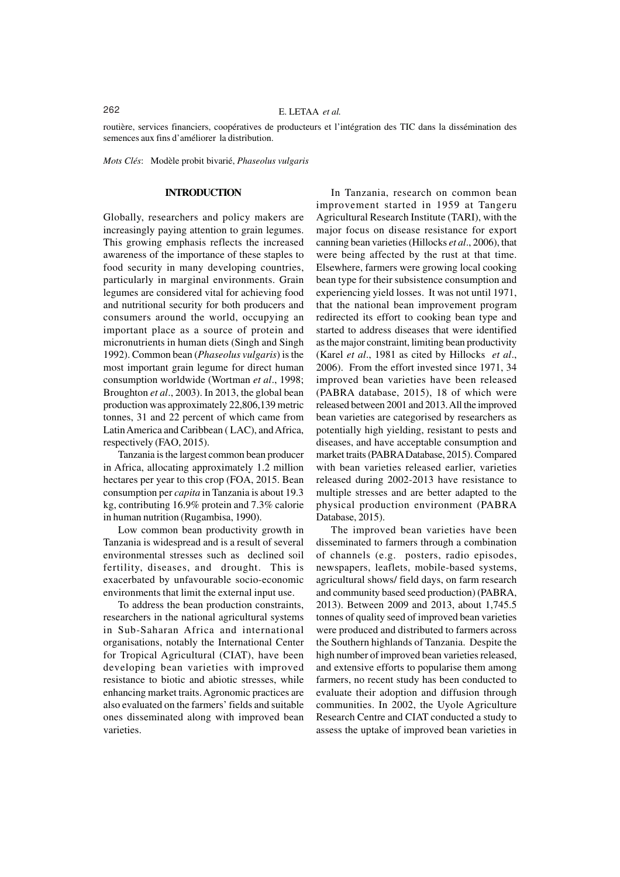routière, services financiers, coopératives de producteurs et l'intégration des TIC dans la dissémination des semences aux fins d'améliorer la distribution.

*Mots Clés*: Modèle probit bivarié, *Phaseolus vulgaris*

## INTRODUCTION

Globally, researchers and policy makers are increasingly paying attention to grain legumes. This growing emphasis reflects the increased awareness of the importance of these staples to food security in many developing countries, particularly in marginal environments. Grain legumes are considered vital for achieving food and nutritional security for both producers and consumers around the world, occupying an important place as a source of protein and micronutrients in human diets (Singh and Singh 1992). Common bean (*Phaseolus vulgaris*) is the most important grain legume for direct human consumption worldwide (Wortman *et al*., 1998; Broughton *et al*., 2003). In 2013, the global bean production was approximately 22,806,139 metric tonnes, 31 and 22 percent of which came from Latin America and Caribbean ( LAC), and Africa, respectively (FAO, 2015).

Tanzania is the largest common bean producer in Africa, allocating approximately 1.2 million hectares per year to this crop (FOA, 2015. Bean consumption per *capita* in Tanzania is about 19.3 kg, contributing 16.9% protein and 7.3% calorie in human nutrition (Rugambisa, 1990).

Low common bean productivity growth in Tanzania is widespread and is a result of several environmental stresses such as declined soil fertility, diseases, and drought. This is exacerbated by unfavourable socio-economic environments that limit the external input use.

To address the bean production constraints, researchers in the national agricultural systems in Sub-Saharan Africa and international organisations, notably the International Center for Tropical Agricultural (CIAT), have been developing bean varieties with improved resistance to biotic and abiotic stresses, while enhancing market traits. Agronomic practices are also evaluated on the farmers' fields and suitable ones disseminated along with improved bean varieties.

In Tanzania, research on common bean improvement started in 1959 at Tangeru Agricultural Research Institute (TARI), with the major focus on disease resistance for export canning bean varieties (Hillocks *et al*., 2006), that were being affected by the rust at that time. Elsewhere, farmers were growing local cooking bean type for their subsistence consumption and experiencing yield losses. It was not until 1971, that the national bean improvement program redirected its effort to cooking bean type and started to address diseases that were identified as the major constraint, limiting bean productivity (Karel *et al*., 1981 as cited by Hillocks *et al*., 2006). From the effort invested since 1971, 34 improved bean varieties have been released (PABRA database, 2015), 18 of which were released between 2001 and 2013. All the improved bean varieties are categorised by researchers as potentially high yielding, resistant to pests and diseases, and have acceptable consumption and market traits (PABRA Database, 2015). Compared with bean varieties released earlier, varieties released during 2002-2013 have resistance to multiple stresses and are better adapted to the physical production environment (PABRA Database, 2015).

The improved bean varieties have been disseminated to farmers through a combination of channels (e.g. posters, radio episodes, newspapers, leaflets, mobile-based systems, agricultural shows/ field days, on farm research and community based seed production) (PABRA, 2013). Between 2009 and 2013, about 1,745.5 tonnes of quality seed of improved bean varieties were produced and distributed to farmers across the Southern highlands of Tanzania. Despite the high number of improved bean varieties released, and extensive efforts to popularise them among farmers, no recent study has been conducted to evaluate their adoption and diffusion through communities. In 2002, the Uyole Agriculture Research Centre and CIAT conducted a study to assess the uptake of improved bean varieties in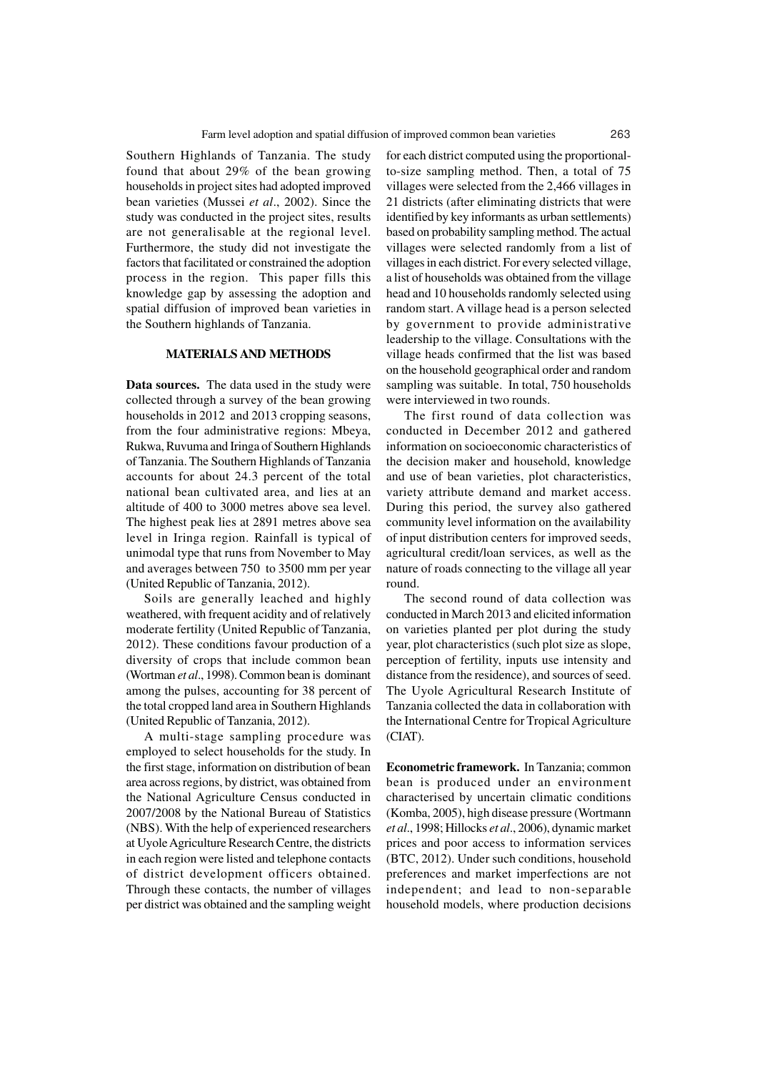Southern Highlands of Tanzania. The study found that about 29% of the bean growing households in project sites had adopted improved bean varieties (Mussei *et al*., 2002). Since the study was conducted in the project sites, results are not generalisable at the regional level. Furthermore, the study did not investigate the factors that facilitated or constrained the adoption process in the region. This paper fills this knowledge gap by assessing the adoption and spatial diffusion of improved bean varieties in the Southern highlands of Tanzania.

## MATERIALS AND METHODS

**Data sources.** The data used in the study were collected through a survey of the bean growing households in 2012 and 2013 cropping seasons, from the four administrative regions: Mbeya, Rukwa, Ruvuma and Iringa of Southern Highlands of Tanzania. The Southern Highlands of Tanzania accounts for about 24.3 percent of the total national bean cultivated area, and lies at an altitude of 400 to 3000 metres above sea level. The highest peak lies at 2891 metres above sea level in Iringa region. Rainfall is typical of unimodal type that runs from November to May and averages between 750 to 3500 mm per year (United Republic of Tanzania, 2012).

Soils are generally leached and highly weathered, with frequent acidity and of relatively moderate fertility (United Republic of Tanzania, 2012). These conditions favour production of a diversity of crops that include common bean (Wortman *et al*., 1998). Common bean is dominant among the pulses, accounting for 38 percent of the total cropped land area in Southern Highlands (United Republic of Tanzania, 2012).

A multi-stage sampling procedure was employed to select households for the study. In the first stage, information on distribution of bean area across regions, by district, was obtained from the National Agriculture Census conducted in 2007/2008 by the National Bureau of Statistics (NBS). With the help of experienced researchers at Uyole Agriculture Research Centre, the districts in each region were listed and telephone contacts of district development officers obtained. Through these contacts, the number of villages per district was obtained and the sampling weight for each district computed using the proportional-to-size sampling method. Then, a total of 75 villages were selected from the 2,466 villages in 21 districts (after eliminating districts that were identified by key informants as urban settlements) based on probability sampling method. The actual villages were selected randomly from a list of villages in each district. For every selected village, a list of households was obtained from the village head and 10 households randomly selected using random start. A village head is a person selected by government to provide administrative leadership to the village. Consultations with the village heads confirmed that the list was based on the household geographical order and random sampling was suitable. In total, 750 households were interviewed in two rounds.

The first round of data collection was conducted in December 2012 and gathered information on socioeconomic characteristics of the decision maker and household, knowledge and use of bean varieties, plot characteristics, variety attribute demand and market access. During this period, the survey also gathered community level information on the availability of input distribution centers for improved seeds, agricultural credit/loan services, as well as the nature of roads connecting to the village all year round.

The second round of data collection was conducted in March 2013 and elicited information on varieties planted per plot during the study year, plot characteristics (such plot size as slope, perception of fertility, inputs use intensity and distance from the residence), and sources of seed. The Uyole Agricultural Research Institute of Tanzania collected the data in collaboration with the International Centre for Tropical Agriculture (CIAT).

**Econometric framework.** In Tanzania; common bean is produced under an environment characterised by uncertain climatic conditions (Komba, 2005), high disease pressure (Wortmann *et al*., 1998; Hillocks *et al*., 2006), dynamic market prices and poor access to information services (BTC, 2012). Under such conditions, household preferences and market imperfections are not independent; and lead to non-separable household models, where production decisions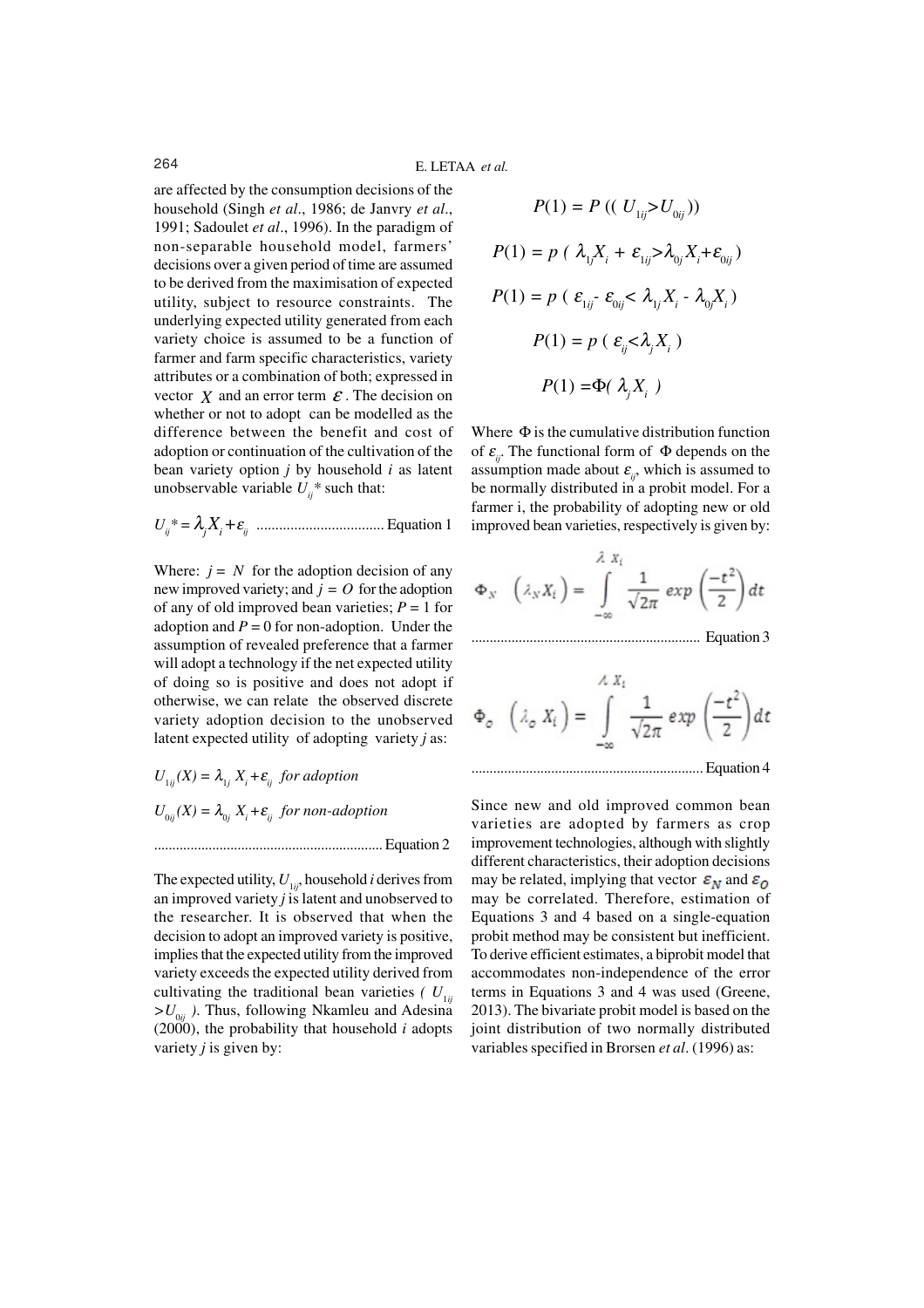are affected by the consumption decisions of the household (Singh *et al*., 1986; de Janvry *et al*., 1991; Sadoulet *et al*., 1996). In the paradigm of non-separable household model, farmers' decisions over a given period of time are assumed to be derived from the maximisation of expected utility, subject to resource constraints. The underlying expected utility generated from each variety choice is assumed to be a function of farmer and farm specific characteristics, variety attributes or a combination of both; expressed in vector $X$ and an error term $\varepsilon$. The decision on whether or not to adopt can be modelled as the difference between the benefit and cost of adoption or continuation of the cultivation of the bean variety option $j$ by household $i$ as latent unobservable variable $U_{ij}$* such that:

$$U_{ij}^* = \lambda_j X_i + \varepsilon_{ij} \quad \text{.................................. Equation 1}$$

Where: $j = N$ for the adoption decision of any new improved variety; and $j = O$ for the adoption of any of old improved bean varieties; $P = 1$ for adoption and $P = 0$ for non-adoption. Under the assumption of revealed preference that a farmer will adopt a technology if the net expected utility of doing so is positive and does not adopt if otherwise, we can relate the observed discrete variety adoption decision to the unobserved latent expected utility of adopting variety $j$ as:

$$U_{1ij}(X) = \lambda_{1j} X_i + \varepsilon_{ij} \quad \textit{for adoption}$$

$$U_{0ij}(X) = \lambda_{0j} X_i + \varepsilon_{ij} \quad \textit{for non-adoption}$$

.............................................................. Equation 2

The expected utility, $U_{1ij}$, household $i$ derives from an improved variety $j$ is latent and unobserved to the researcher. It is observed that when the decision to adopt an improved variety is positive, implies that the expected utility from the improved variety exceeds the expected utility derived from cultivating the traditional bean varieties ( $U_{1ij} > U_{0ij}$ ). Thus, following Nkamleu and Adesina (2000), the probability that household $i$ adopts variety $j$ is given by:

$$P(1) = P\left( ( U_{1ij} > U_{0ij} ) \right)$$

$$P(1) = p\left( \lambda_{1j} X_i + \varepsilon_{1ij} > \lambda_{0j} X_i + \varepsilon_{0ij} \right)$$

$$P(1) = p\left( \varepsilon_{1ij} - \varepsilon_{0ij} < \lambda_{1j} X_i - \lambda_{0j} X_i \right)$$

$$P(1) = p\left( \varepsilon_{ij} < \lambda_j X_i \right)$$

$$P(1) = \Phi( \lambda_j X_i )$$

Where $\Phi$ is the cumulative distribution function of $\varepsilon_{ij}$. The functional form of $\Phi$ depends on the assumption made about $\varepsilon_{ij}$, which is assumed to be normally distributed in a probit model. For a farmer i, the probability of adopting new or old improved bean varieties, respectively is given by:

$$\Phi_N \left( \lambda_N X_i \right) = \int_{-\infty}^{\lambda X_i} \frac{1}{\sqrt{2\pi}} \exp\left( \frac{-t^2}{2} \right) dt$$

.............................................................. Equation 3

$$\Phi_O \left( \lambda_O X_i \right) = \int_{-\infty}^{\lambda X_i} \frac{1}{\sqrt{2\pi}} \exp\left( \frac{-t^2}{2} \right) dt$$

.............................................................. Equation 4

Since new and old improved common bean varieties are adopted by farmers as crop improvement technologies, although with slightly different characteristics, their adoption decisions may be related, implying that vector $\varepsilon_N$ and $\varepsilon_O$ may be correlated. Therefore, estimation of Equations 3 and 4 based on a single-equation probit method may be consistent but inefficient. To derive efficient estimates, a biprobit model that accommodates non-independence of the error terms in Equations 3 and 4 was used (Greene, 2013). The bivariate probit model is based on the joint distribution of two normally distributed variables specified in Brorsen *et al*. (1996) as: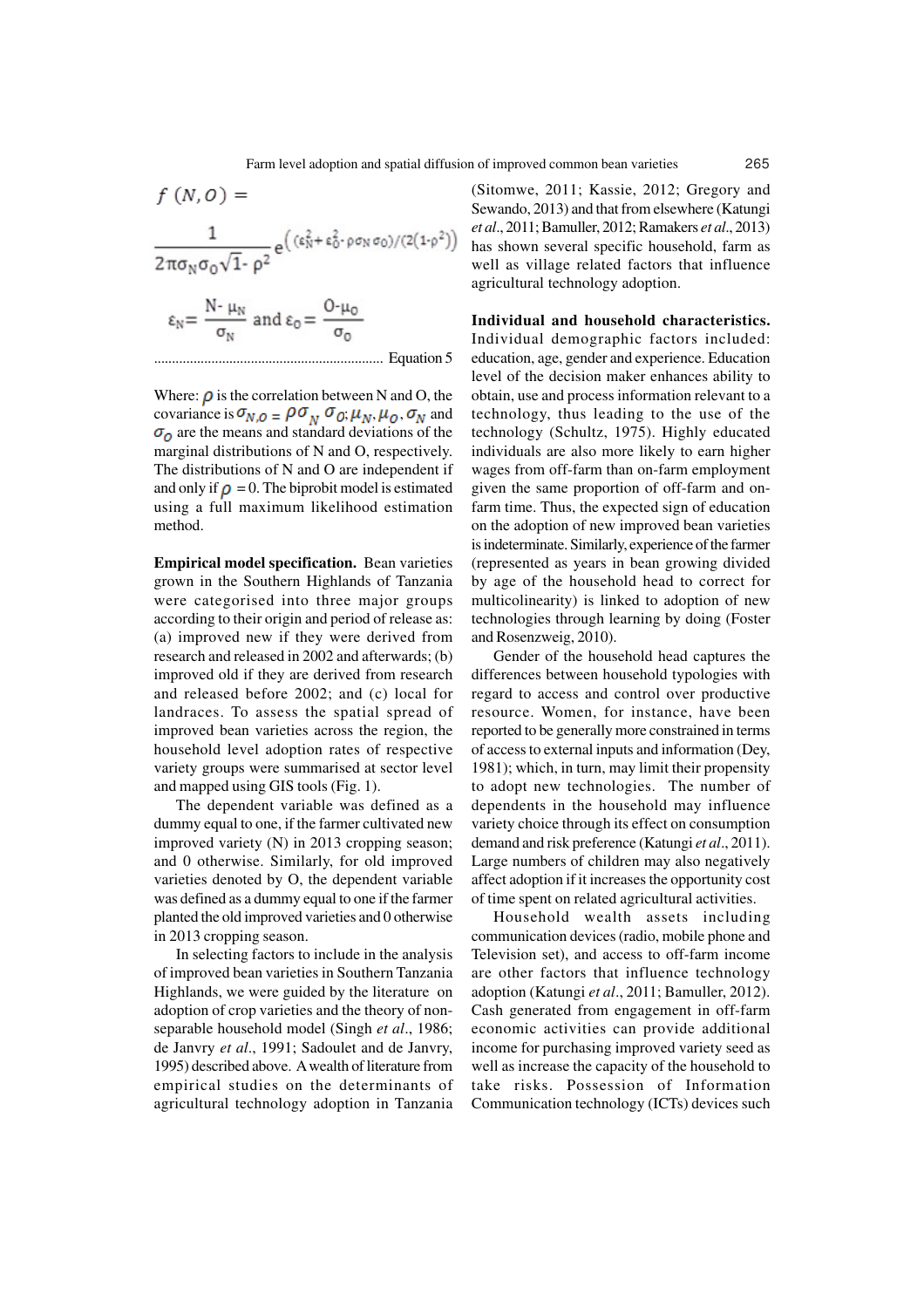$$f(N, O) = \frac{1}{2\pi\sigma_N\sigma_O\sqrt{1-\rho^2}} e^{\left((\varepsilon_N^2 + \varepsilon_O^2 - \rho\sigma_N\sigma_O)/(2(1-\rho^2))\right)}$$

$$\varepsilon_N = \frac{N-\mu_N}{\sigma_N} \text{ and } \varepsilon_O = \frac{O-\mu_O}{\sigma_O}$$

............................................................... Equation 5

Where: $\rho$ is the correlation between N and O, the covariance is $\sigma_{N,O} = \rho\sigma_N\sigma_O$; $\mu_N, \mu_O, \sigma_N$ and $\sigma_O$ are the means and standard deviations of the marginal distributions of N and O, respectively. The distributions of N and O are independent if and only if $\rho = 0$. The biprobit model is estimated using a full maximum likelihood estimation method.

**Empirical model specification.** Bean varieties grown in the Southern Highlands of Tanzania were categorised into three major groups according to their origin and period of release as: (a) improved new if they were derived from research and released in 2002 and afterwards; (b) improved old if they are derived from research and released before 2002; and (c) local for landraces. To assess the spatial spread of improved bean varieties across the region, the household level adoption rates of respective variety groups were summarised at sector level and mapped using GIS tools (Fig. 1).

The dependent variable was defined as a dummy equal to one, if the farmer cultivated new improved variety (N) in 2013 cropping season; and 0 otherwise. Similarly, for old improved varieties denoted by O, the dependent variable was defined as a dummy equal to one if the farmer planted the old improved varieties and 0 otherwise in 2013 cropping season.

In selecting factors to include in the analysis of improved bean varieties in Southern Tanzania Highlands, we were guided by the literature on adoption of crop varieties and the theory of non-separable household model (Singh *et al*., 1986; de Janvry *et al*., 1991; Sadoulet and de Janvry, 1995) described above. A wealth of literature from empirical studies on the determinants of agricultural technology adoption in Tanzania (Sitomwe, 2011; Kassie, 2012; Gregory and Sewando, 2013) and that from elsewhere (Katungi *et al*., 2011; Bamuller, 2012; Ramakers *et al*., 2013) has shown several specific household, farm as well as village related factors that influence agricultural technology adoption.

**Individual and household characteristics.** Individual demographic factors included: education, age, gender and experience. Education level of the decision maker enhances ability to obtain, use and process information relevant to a technology, thus leading to the use of the technology (Schultz, 1975). Highly educated individuals are also more likely to earn higher wages from off-farm than on-farm employment given the same proportion of off-farm and on-farm time. Thus, the expected sign of education on the adoption of new improved bean varieties is indeterminate. Similarly, experience of the farmer (represented as years in bean growing divided by age of the household head to correct for multicolinearity) is linked to adoption of new technologies through learning by doing (Foster and Rosenzweig, 2010).

Gender of the household head captures the differences between household typologies with regard to access and control over productive resource. Women, for instance, have been reported to be generally more constrained in terms of access to external inputs and information (Dey, 1981); which, in turn, may limit their propensity to adopt new technologies. The number of dependents in the household may influence variety choice through its effect on consumption demand and risk preference (Katungi *et al*., 2011). Large numbers of children may also negatively affect adoption if it increases the opportunity cost of time spent on related agricultural activities.

Household wealth assets including communication devices (radio, mobile phone and Television set), and access to off-farm income are other factors that influence technology adoption (Katungi *et al*., 2011; Bamuller, 2012). Cash generated from engagement in off-farm economic activities can provide additional income for purchasing improved variety seed as well as increase the capacity of the household to take risks. Possession of Information Communication technology (ICTs) devices such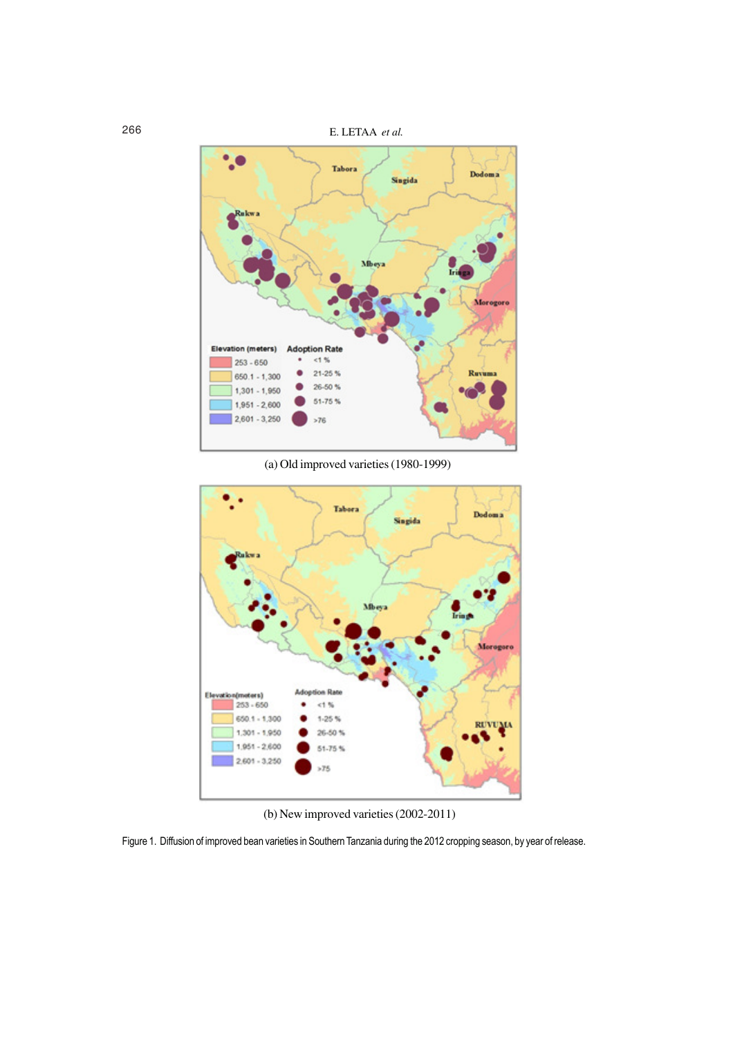(a) Old improved varieties (1980-1999)

(b) New improved varieties (2002-2011)

Figure 1. Diffusion of improved bean varieties in Southern Tanzania during the 2012 cropping season, by year of release.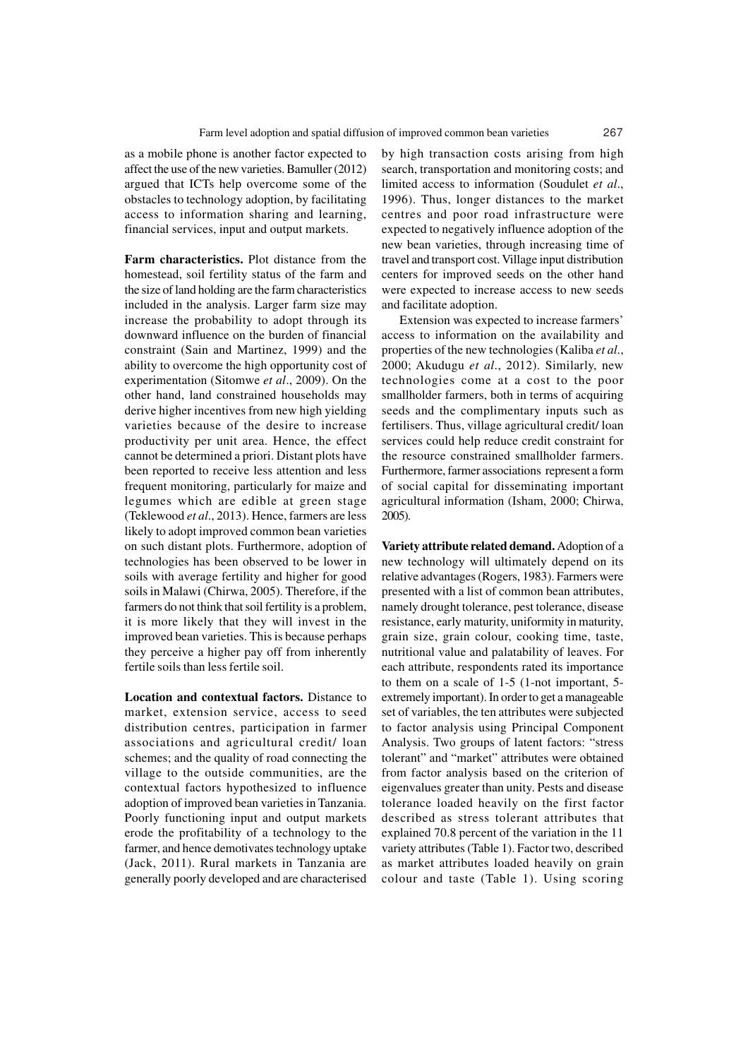as a mobile phone is another factor expected to affect the use of the new varieties. Bamuller (2012) argued that ICTs help overcome some of the obstacles to technology adoption, by facilitating access to information sharing and learning, financial services, input and output markets.

**Farm characteristics.** Plot distance from the homestead, soil fertility status of the farm and the size of land holding are the farm characteristics included in the analysis. Larger farm size may increase the probability to adopt through its downward influence on the burden of financial constraint (Sain and Martinez, 1999) and the ability to overcome the high opportunity cost of experimentation (Sitomwe *et al*., 2009). On the other hand, land constrained households may derive higher incentives from new high yielding varieties because of the desire to increase productivity per unit area. Hence, the effect cannot be determined a priori. Distant plots have been reported to receive less attention and less frequent monitoring, particularly for maize and legumes which are edible at green stage (Teklewood *et al*., 2013). Hence, farmers are less likely to adopt improved common bean varieties on such distant plots. Furthermore, adoption of technologies has been observed to be lower in soils with average fertility and higher for good soils in Malawi (Chirwa, 2005). Therefore, if the farmers do not think that soil fertility is a problem, it is more likely that they will invest in the improved bean varieties. This is because perhaps they perceive a higher pay off from inherently fertile soils than less fertile soil.

**Location and contextual factors.** Distance to market, extension service, access to seed distribution centres, participation in farmer associations and agricultural credit/ loan schemes; and the quality of road connecting the village to the outside communities, are the contextual factors hypothesized to influence adoption of improved bean varieties in Tanzania. Poorly functioning input and output markets erode the profitability of a technology to the farmer, and hence demotivates technology uptake (Jack, 2011). Rural markets in Tanzania are generally poorly developed and are characterised by high transaction costs arising from high search, transportation and monitoring costs; and limited access to information (Soudulet *et al*., 1996). Thus, longer distances to the market centres and poor road infrastructure were expected to negatively influence adoption of the new bean varieties, through increasing time of travel and transport cost. Village input distribution centers for improved seeds on the other hand were expected to increase access to new seeds and facilitate adoption.

Extension was expected to increase farmers' access to information on the availability and properties of the new technologies (Kaliba *et al*., 2000; Akudugu *et al*., 2012). Similarly, new technologies come at a cost to the poor smallholder farmers, both in terms of acquiring seeds and the complimentary inputs such as fertilisers. Thus, village agricultural credit/ loan services could help reduce credit constraint for the resource constrained smallholder farmers. Furthermore, farmer associations represent a form of social capital for disseminating important agricultural information (Isham, 2000; Chirwa, 2005).

**Variety attribute related demand.** Adoption of a new technology will ultimately depend on its relative advantages (Rogers, 1983). Farmers were presented with a list of common bean attributes, namely drought tolerance, pest tolerance, disease resistance, early maturity, uniformity in maturity, grain size, grain colour, cooking time, taste, nutritional value and palatability of leaves. For each attribute, respondents rated its importance to them on a scale of 1-5 (1-not important, 5-extremely important). In order to get a manageable set of variables, the ten attributes were subjected to factor analysis using Principal Component Analysis. Two groups of latent factors: "stress tolerant" and "market" attributes were obtained from factor analysis based on the criterion of eigenvalues greater than unity. Pests and disease tolerance loaded heavily on the first factor described as stress tolerant attributes that explained 70.8 percent of the variation in the 11 variety attributes (Table 1). Factor two, described as market attributes loaded heavily on grain colour and taste (Table 1). Using scoring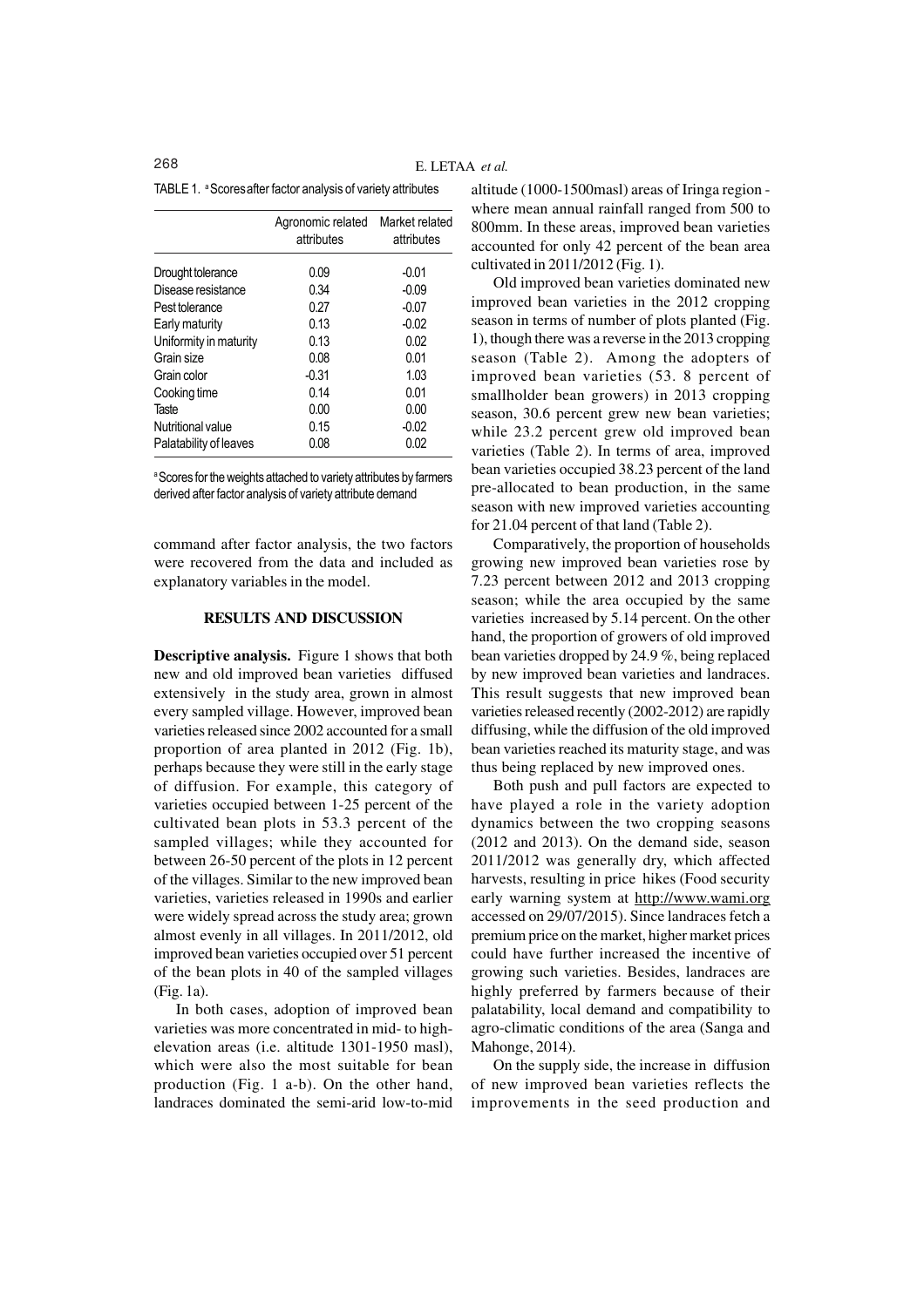TABLE 1. [a] Scores after factor analysis of variety attributes

| | Agronomic related attributes | Market related attributes |
|---|---|---|
| Drought tolerance | 0.09 | -0.01 |
| Disease resistance | 0.34 | -0.09 |
| Pest tolerance | 0.27 | -0.07 |
| Early maturity | 0.13 | -0.02 |
| Uniformity in maturity | 0.13 | 0.02 |
| Grain size | 0.08 | 0.01 |
| Grain color | -0.31 | 1.03 |
| Cooking time | 0.14 | 0.01 |
| Taste | 0.00 | 0.00 |
| Nutritional value | 0.15 | -0.02 |
| Palatability of leaves | 0.08 | 0.02 |

[a] Scores for the weights attached to variety attributes by farmers derived after factor analysis of variety attribute demand

command after factor analysis, the two factors were recovered from the data and included as explanatory variables in the model.

## RESULTS AND DISCUSSION

**Descriptive analysis.** Figure 1 shows that both new and old improved bean varieties diffused extensively in the study area, grown in almost every sampled village. However, improved bean varieties released since 2002 accounted for a small proportion of area planted in 2012 (Fig. 1b), perhaps because they were still in the early stage of diffusion. For example, this category of varieties occupied between 1-25 percent of the cultivated bean plots in 53.3 percent of the sampled villages; while they accounted for between 26-50 percent of the plots in 12 percent of the villages. Similar to the new improved bean varieties, varieties released in 1990s and earlier were widely spread across the study area; grown almost evenly in all villages. In 2011/2012, old improved bean varieties occupied over 51 percent of the bean plots in 40 of the sampled villages (Fig. 1a).

In both cases, adoption of improved bean varieties was more concentrated in mid- to high-elevation areas (i.e. altitude 1301-1950 masl), which were also the most suitable for bean production (Fig. 1 a-b). On the other hand, landraces dominated the semi-arid low-to-mid altitude (1000-1500masl) areas of Iringa region - where mean annual rainfall ranged from 500 to 800mm. In these areas, improved bean varieties accounted for only 42 percent of the bean area cultivated in 2011/2012 (Fig. 1).

Old improved bean varieties dominated new improved bean varieties in the 2012 cropping season in terms of number of plots planted (Fig. 1), though there was a reverse in the 2013 cropping season (Table 2). Among the adopters of improved bean varieties (53. 8 percent of smallholder bean growers) in 2013 cropping season, 30.6 percent grew new bean varieties; while 23.2 percent grew old improved bean varieties (Table 2). In terms of area, improved bean varieties occupied 38.23 percent of the land pre-allocated to bean production, in the same season with new improved varieties accounting for 21.04 percent of that land (Table 2).

Comparatively, the proportion of households growing new improved bean varieties rose by 7.23 percent between 2012 and 2013 cropping season; while the area occupied by the same varieties increased by 5.14 percent. On the other hand, the proportion of growers of old improved bean varieties dropped by 24.9 %, being replaced by new improved bean varieties and landraces. This result suggests that new improved bean varieties released recently (2002-2012) are rapidly diffusing, while the diffusion of the old improved bean varieties reached its maturity stage, and was thus being replaced by new improved ones.

Both push and pull factors are expected to have played a role in the variety adoption dynamics between the two cropping seasons (2012 and 2013). On the demand side, season 2011/2012 was generally dry, which affected harvests, resulting in price hikes (Food security early warning system at http://www.wami.org accessed on 29/07/2015). Since landraces fetch a premium price on the market, higher market prices could have further increased the incentive of growing such varieties. Besides, landraces are highly preferred by farmers because of their palatability, local demand and compatibility to agro-climatic conditions of the area (Sanga and Mahonge, 2014).

On the supply side, the increase in diffusion of new improved bean varieties reflects the improvements in the seed production and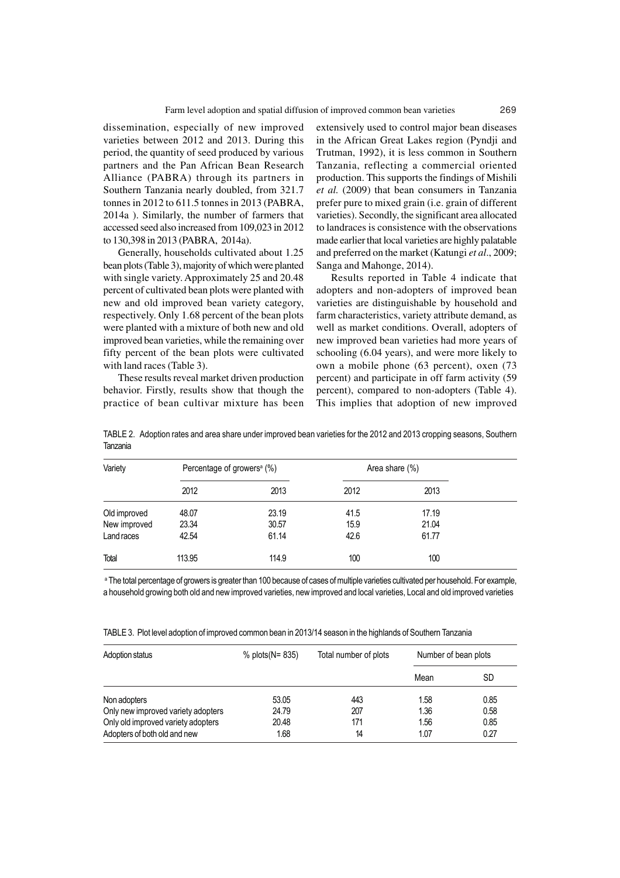dissemination, especially of new improved varieties between 2012 and 2013. During this period, the quantity of seed produced by various partners and the Pan African Bean Research Alliance (PABRA) through its partners in Southern Tanzania nearly doubled, from 321.7 tonnes in 2012 to 611.5 tonnes in 2013 (PABRA, 2014a ). Similarly, the number of farmers that accessed seed also increased from 109,023 in 2012 to 130,398 in 2013 (PABRA, 2014a).

Generally, households cultivated about 1.25 bean plots (Table 3), majority of which were planted with single variety. Approximately 25 and 20.48 percent of cultivated bean plots were planted with new and old improved bean variety category, respectively. Only 1.68 percent of the bean plots were planted with a mixture of both new and old improved bean varieties, while the remaining over fifty percent of the bean plots were cultivated with land races (Table 3).

These results reveal market driven production behavior. Firstly, results show that though the practice of bean cultivar mixture has been extensively used to control major bean diseases in the African Great Lakes region (Pyndji and Trutman, 1992), it is less common in Southern Tanzania, reflecting a commercial oriented production. This supports the findings of Mishili *et al.* (2009) that bean consumers in Tanzania prefer pure to mixed grain (i.e. grain of different varieties). Secondly, the significant area allocated to landraces is consistence with the observations made earlier that local varieties are highly palatable and preferred on the market (Katungi *et al*., 2009; Sanga and Mahonge, 2014).

Results reported in Table 4 indicate that adopters and non-adopters of improved bean varieties are distinguishable by household and farm characteristics, variety attribute demand, as well as market conditions. Overall, adopters of new improved bean varieties had more years of schooling (6.04 years), and were more likely to own a mobile phone (63 percent), oxen (73 percent) and participate in off farm activity (59 percent), compared to non-adopters (Table 4). This implies that adoption of new improved

TABLE 2. Adoption rates and area share under improved bean varieties for the 2012 and 2013 cropping seasons, Southern Tanzania

| Variety | Percentage of growers[a] (%) | | Area share (%) | |
|---|---|---|---|---|
| | 2012 | 2013 | 2012 | 2013 |
| Old improved | 48.07 | 23.19 | 41.5 | 17.19 |
| New improved | 23.34 | 30.57 | 15.9 | 21.04 |
| Land races | 42.54 | 61.14 | 42.6 | 61.77 |
| Total | 113.95 | 114.9 | 100 | 100 |

[a] The total percentage of growers is greater than 100 because of cases of multiple varieties cultivated per household. For example, a household growing both old and new improved varieties, new improved and local varieties, Local and old improved varieties

TABLE 3. Plot level adoption of improved common bean in 2013/14 season in the highlands of Southern Tanzania

| Adoption status | % plots(N= 835) | Total number of plots | Number of bean plots | |
|---|---|---|---|---|
| | | | Mean | SD |
| Non adopters | 53.05 | 443 | 1.58 | 0.85 |
| Only new improved variety adopters | 24.79 | 207 | 1.36 | 0.58 |
| Only old improved variety adopters | 20.48 | 171 | 1.56 | 0.85 |
| Adopters of both old and new | 1.68 | 14 | 1.07 | 0.27 |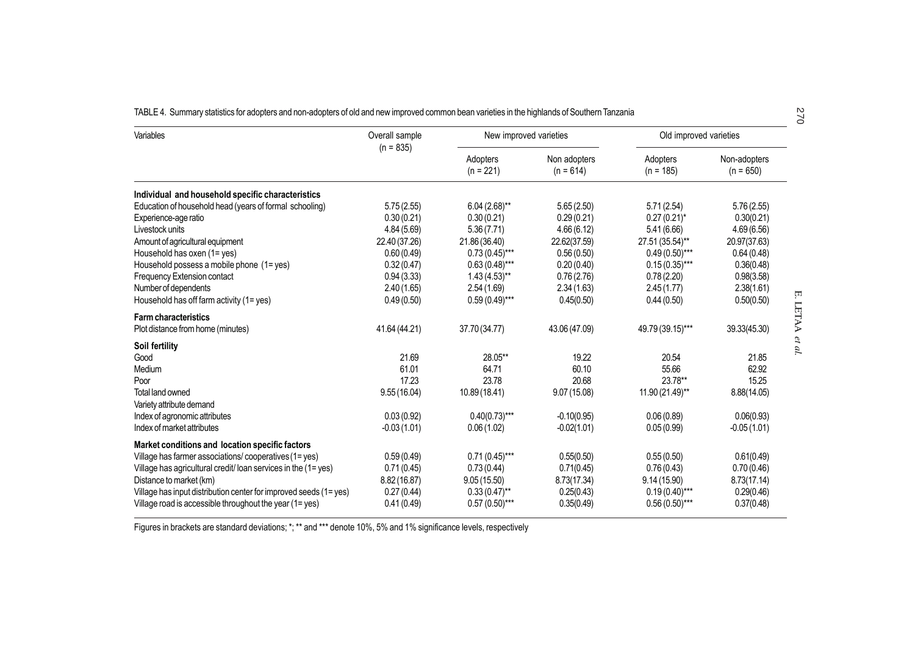TABLE 4. Summary statistics for adopters and non-adopters of old and new improved common bean varieties in the highlands of Southern Tanzania

| Variables | Overall sample (n = 835) | New improved varieties | | Old improved varieties | |
|---|---|---|---|---|---|
| | | Adopters (n = 221) | Non adopters (n = 614) | Adopters (n = 185) | Non-adopters (n = 650) |
| **Individual and household specific characteristics** | | | | | |
| Education of household head (years of formal schooling) | 5.75 (2.55) | 6.04 (2.68)** | 5.65 (2.50) | 5.71 (2.54) | 5.76 (2.55) |
| Experience-age ratio | 0.30 (0.21) | 0.30 (0.21) | 0.29 (0.21) | 0.27 (0.21)* | 0.30(0.21) |
| Livestock units | 4.84 (5.69) | 5.36 (7.71) | 4.66 (6.12) | 5.41 (6.66) | 4.69 (6.56) |
| Amount of agricultural equipment | 22.40 (37.26) | 21.86 (36.40) | 22.62(37.59) | 27.51 (35.54)** | 20.97(37.63) |
| Household has oxen (1= yes) | 0.60 (0.49) | 0.73 (0.45)*** | 0.56 (0.50) | 0.49 (0.50)*** | 0.64 (0.48) |
| Household possess a mobile phone (1= yes) | 0.32 (0.47) | 0.63 (0.48)*** | 0.20 (0.40) | 0.15 (0.35)*** | 0.36(0.48) |
| Frequency Extension contact | 0.94 (3.33) | 1.43 (4.53)** | 0.76 (2.76) | 0.78 (2.20) | 0.98(3.58) |
| Number of dependents | 2.40 (1.65) | 2.54 (1.69) | 2.34 (1.63) | 2.45 (1.77) | 2.38(1.61) |
| Household has off farm activity (1= yes) | 0.49 (0.50) | 0.59 (0.49)*** | 0.45(0.50) | 0.44 (0.50) | 0.50(0.50) |
| **Farm characteristics** | | | | | |
| Plot distance from home (minutes) | 41.64 (44.21) | 37.70 (34.77) | 43.06 (47.09) | 49.79 (39.15)*** | 39.33(45.30) |
| **Soil fertility** | | | | | |
| Good | 21.69 | 28.05** | 19.22 | 20.54 | 21.85 |
| Medium | 61.01 | 64.71 | 60.10 | 55.66 | 62.92 |
| Poor | 17.23 | 23.78 | 20.68 | 23.78** | 15.25 |
| Total land owned | 9.55 (16.04) | 10.89 (18.41) | 9.07 (15.08) | 11.90 (21.49)** | 8.88(14.05) |
| Variety attribute demand | | | | | |
| Index of agronomic attributes | 0.03 (0.92) | 0.40(0.73)*** | -0.10(0.95) | 0.06 (0.89) | 0.06(0.93) |
| Index of market attributes | -0.03 (1.01) | 0.06 (1.02) | -0.02(1.01) | 0.05 (0.99) | -0.05 (1.01) |
| **Market conditions and location specific factors** | | | | | |
| Village has farmer associations/ cooperatives (1= yes) | 0.59 (0.49) | 0.71 (0.45)*** | 0.55(0.50) | 0.55 (0.50) | 0.61(0.49) |
| Village has agricultural credit/ loan services in the (1= yes) | 0.71 (0.45) | 0.73 (0.44) | 0.71(0.45) | 0.76 (0.43) | 0.70 (0.46) |
| Distance to market (km) | 8.82 (16.87) | 9.05 (15.50) | 8.73(17.34) | 9.14 (15.90) | 8.73(17.14) |
| Village has input distribution center for improved seeds (1= yes) | 0.27 (0.44) | 0.33 (0.47)** | 0.25(0.43) | 0.19 (0.40)*** | 0.29(0.46) |
| Village road is accessible throughout the year (1= yes) | 0.41 (0.49) | 0.57 (0.50)*** | 0.35(0.49) | 0.56 (0.50)*** | 0.37(0.48) |

Figures in brackets are standard deviations; *; ** and *** denote 10%, 5% and 1% significance levels, respectively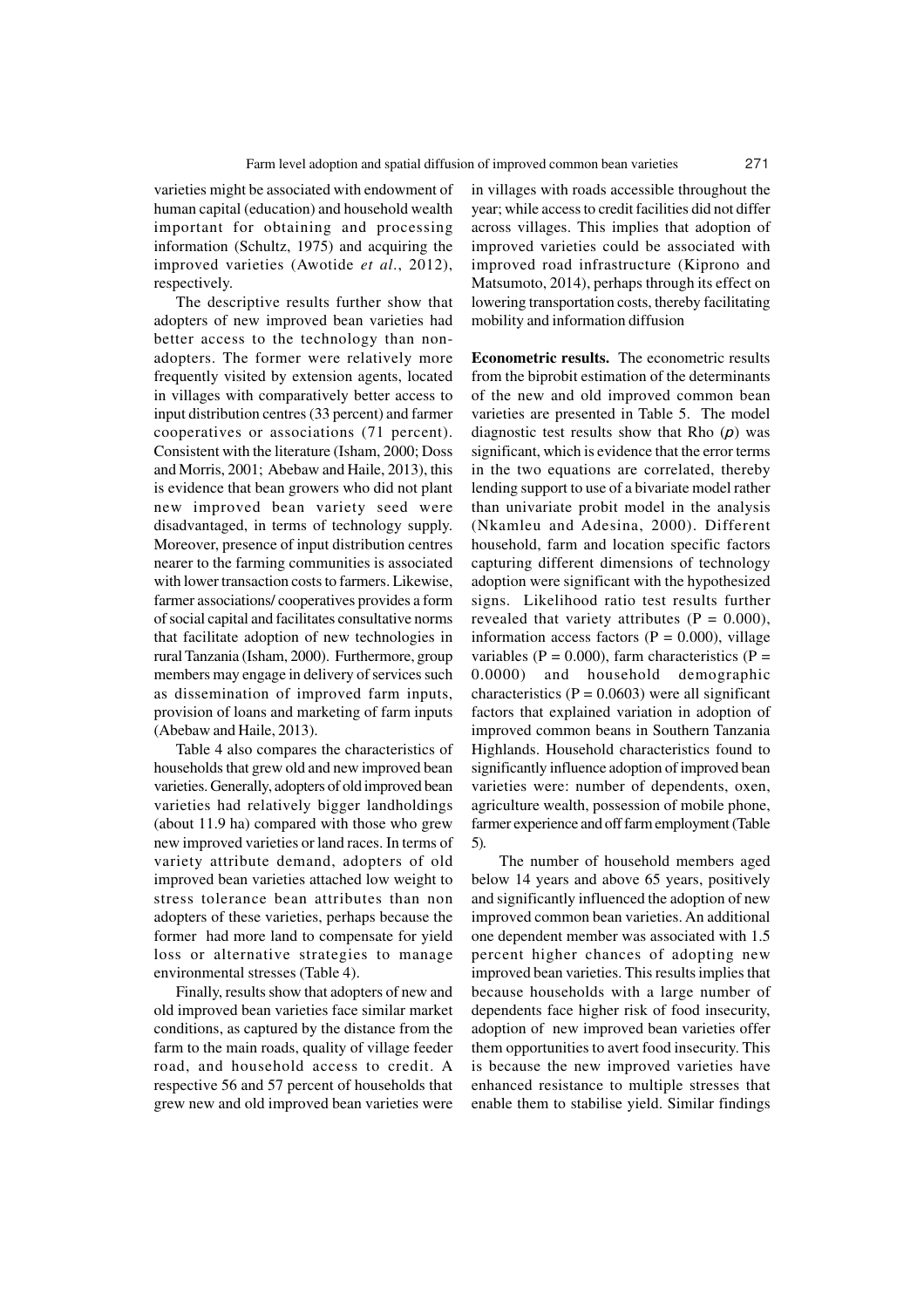varieties might be associated with endowment of human capital (education) and household wealth important for obtaining and processing information (Schultz, 1975) and acquiring the improved varieties (Awotide *et al*., 2012), respectively.

The descriptive results further show that adopters of new improved bean varieties had better access to the technology than non-adopters. The former were relatively more frequently visited by extension agents, located in villages with comparatively better access to input distribution centres (33 percent) and farmer cooperatives or associations (71 percent). Consistent with the literature (Isham, 2000; Doss and Morris, 2001; Abebaw and Haile, 2013), this is evidence that bean growers who did not plant new improved bean variety seed were disadvantaged, in terms of technology supply. Moreover, presence of input distribution centres nearer to the farming communities is associated with lower transaction costs to farmers. Likewise, farmer associations/ cooperatives provides a form of social capital and facilitates consultative norms that facilitate adoption of new technologies in rural Tanzania (Isham, 2000). Furthermore, group members may engage in delivery of services such as dissemination of improved farm inputs, provision of loans and marketing of farm inputs (Abebaw and Haile, 2013).

Table 4 also compares the characteristics of households that grew old and new improved bean varieties. Generally, adopters of old improved bean varieties had relatively bigger landholdings (about 11.9 ha) compared with those who grew new improved varieties or land races. In terms of variety attribute demand, adopters of old improved bean varieties attached low weight to stress tolerance bean attributes than non adopters of these varieties, perhaps because the former had more land to compensate for yield loss or alternative strategies to manage environmental stresses (Table 4).

Finally, results show that adopters of new and old improved bean varieties face similar market conditions, as captured by the distance from the farm to the main roads, quality of village feeder road, and household access to credit. A respective 56 and 57 percent of households that grew new and old improved bean varieties were in villages with roads accessible throughout the year; while access to credit facilities did not differ across villages. This implies that adoption of improved varieties could be associated with improved road infrastructure (Kiprono and Matsumoto, 2014), perhaps through its effect on lowering transportation costs, thereby facilitating mobility and information diffusion

**Econometric results.** The econometric results from the biprobit estimation of the determinants of the new and old improved common bean varieties are presented in Table 5. The model diagnostic test results show that Rho ($\rho$) was significant, which is evidence that the error terms in the two equations are correlated, thereby lending support to use of a bivariate model rather than univariate probit model in the analysis (Nkamleu and Adesina, 2000). Different household, farm and location specific factors capturing different dimensions of technology adoption were significant with the hypothesized signs. Likelihood ratio test results further revealed that variety attributes ($P = 0.000$), information access factors ($P = 0.000$), village variables ($P = 0.000$), farm characteristics ($P = 0.0000$) and household demographic characteristics ($P = 0.0603$) were all significant factors that explained variation in adoption of improved common beans in Southern Tanzania Highlands. Household characteristics found to significantly influence adoption of improved bean varieties were: number of dependents, oxen, agriculture wealth, possession of mobile phone, farmer experience and off farm employment (Table 5).

The number of household members aged below 14 years and above 65 years, positively and significantly influenced the adoption of new improved common bean varieties. An additional one dependent member was associated with 1.5 percent higher chances of adopting new improved bean varieties. This results implies that because households with a large number of dependents face higher risk of food insecurity, adoption of new improved bean varieties offer them opportunities to avert food insecurity. This is because the new improved varieties have enhanced resistance to multiple stresses that enable them to stabilise yield. Similar findings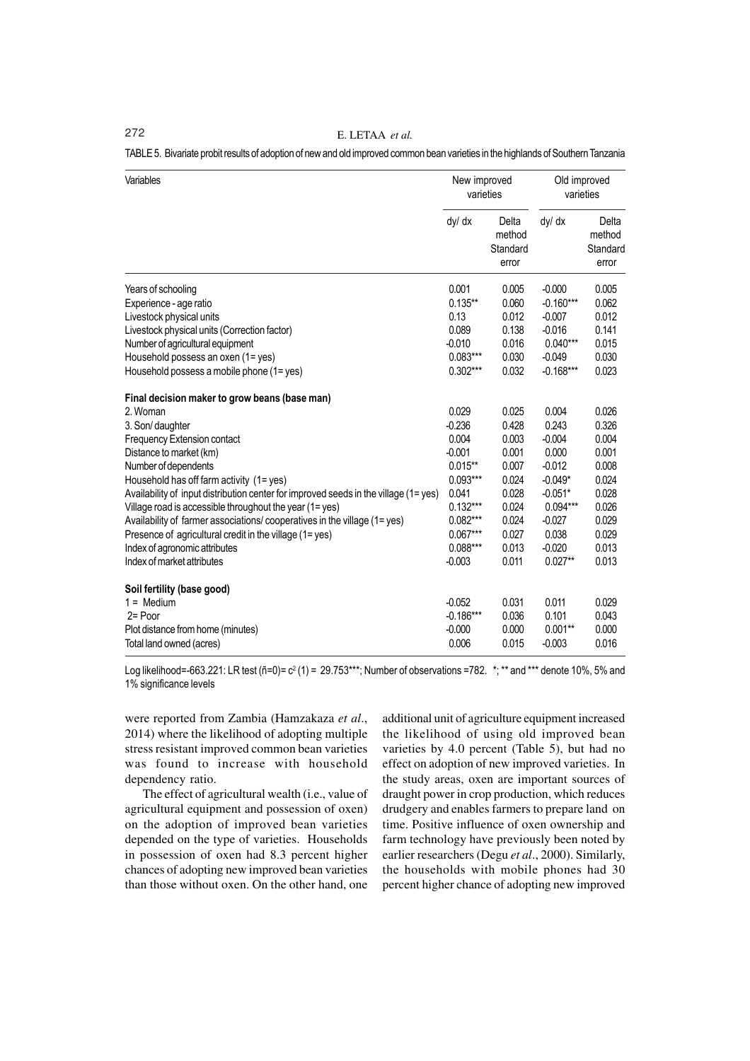TABLE 5. Bivariate probit results of adoption of new and old improved common bean varieties in the highlands of Southern Tanzania

| Variables | New improved varieties | | Old improved varieties | |
|---|---|---|---|---|
| | dy/ dx | Delta method Standard error | dy/ dx | Delta method Standard error |
| Years of schooling | 0.001 | 0.005 | -0.000 | 0.005 |
| Experience - age ratio | 0.135** | 0.060 | -0.160*** | 0.062 |
| Livestock physical units | 0.13 | 0.012 | -0.007 | 0.012 |
| Livestock physical units (Correction factor) | 0.089 | 0.138 | -0.016 | 0.141 |
| Number of agricultural equipment | -0.010 | 0.016 | 0.040*** | 0.015 |
| Household possess an oxen (1= yes) | 0.083*** | 0.030 | -0.049 | 0.030 |
| Household possess a mobile phone (1= yes) | 0.302*** | 0.032 | -0.168*** | 0.023 |
| **Final decision maker to grow beans (base man)** | | | | |
| 2. Woman | 0.029 | 0.025 | 0.004 | 0.026 |
| 3. Son/ daughter | -0.236 | 0.428 | 0.243 | 0.326 |
| Frequency Extension contact | 0.004 | 0.003 | -0.004 | 0.004 |
| Distance to market (km) | -0.001 | 0.001 | 0.000 | 0.001 |
| Number of dependents | 0.015** | 0.007 | -0.012 | 0.008 |
| Household has off farm activity (1= yes) | 0.093*** | 0.024 | -0.049* | 0.024 |
| Availability of input distribution center for improved seeds in the village (1= yes) | 0.041 | 0.028 | -0.051* | 0.028 |
| Village road is accessible throughout the year (1= yes) | 0.132*** | 0.024 | 0.094*** | 0.026 |
| Availability of farmer associations/ cooperatives in the village (1= yes) | 0.082*** | 0.024 | -0.027 | 0.029 |
| Presence of agricultural credit in the village (1= yes) | 0.067*** | 0.027 | 0.038 | 0.029 |
| Index of agronomic attributes | 0.088*** | 0.013 | -0.020 | 0.013 |
| Index of market attributes | -0.003 | 0.011 | 0.027** | 0.013 |
| **Soil fertility (base good)** | | | | |
| 1 = Medium | -0.052 | 0.031 | 0.011 | 0.029 |
| 2= Poor | -0.186*** | 0.036 | 0.101 | 0.043 |
| Plot distance from home (minutes) | -0.000 | 0.000 | 0.001** | 0.000 |
| Total land owned (acres) | 0.006 | 0.015 | -0.003 | 0.016 |

Log likelihood=-663.221: LR test (ñ=0)= $c^2$ (1) = 29.753***; Number of observations =782. *; ** and *** denote 10%, 5% and 1% significance levels

were reported from Zambia (Hamzakaza *et al*., 2014) where the likelihood of adopting multiple stress resistant improved common bean varieties was found to increase with household dependency ratio.

The effect of agricultural wealth (i.e., value of agricultural equipment and possession of oxen) on the adoption of improved bean varieties depended on the type of varieties. Households in possession of oxen had 8.3 percent higher chances of adopting new improved bean varieties than those without oxen. On the other hand, one additional unit of agriculture equipment increased the likelihood of using old improved bean varieties by 4.0 percent (Table 5), but had no effect on adoption of new improved varieties. In the study areas, oxen are important sources of draught power in crop production, which reduces drudgery and enables farmers to prepare land on time. Positive influence of oxen ownership and farm technology have previously been noted by earlier researchers (Degu *et al*., 2000). Similarly, the households with mobile phones had 30 percent higher chance of adopting new improved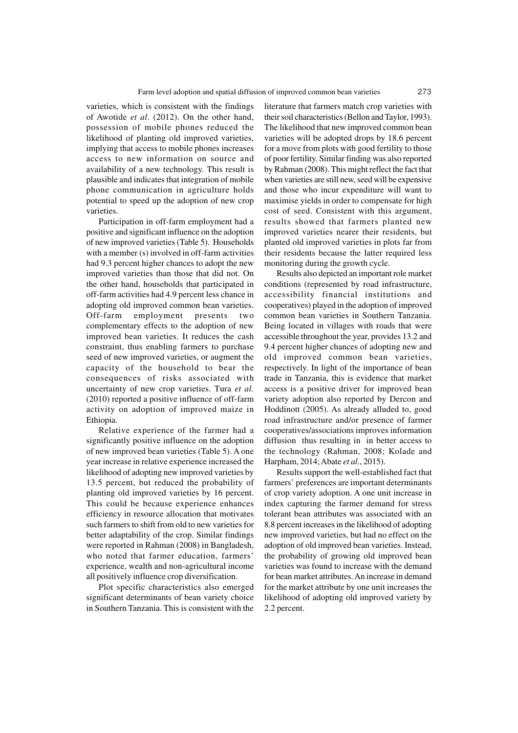varieties, which is consistent with the findings of Awotide *et al*. (2012). On the other hand, possession of mobile phones reduced the likelihood of planting old improved varieties, implying that access to mobile phones increases access to new information on source and availability of a new technology. This result is plausible and indicates that integration of mobile phone communication in agriculture holds potential to speed up the adoption of new crop varieties.

Participation in off-farm employment had a positive and significant influence on the adoption of new improved varieties (Table 5). Households with a member (s) involved in off-farm activities had 9.3 percent higher chances to adopt the new improved varieties than those that did not. On the other hand, households that participated in off-farm activities had 4.9 percent less chance in adopting old improved common bean varieties. Off-farm employment presents two complementary effects to the adoption of new improved bean varieties. It reduces the cash constraint, thus enabling farmers to purchase seed of new improved varieties, or augment the capacity of the household to bear the consequences of risks associated with uncertainty of new crop varieties. Tura *et al.* (2010) reported a positive influence of off-farm activity on adoption of improved maize in Ethiopia.

Relative experience of the farmer had a significantly positive influence on the adoption of new improved bean varieties (Table 5). A one year increase in relative experience increased the likelihood of adopting new improved varieties by 13.5 percent, but reduced the probability of planting old improved varieties by 16 percent. This could be because experience enhances efficiency in resource allocation that motivates such farmers to shift from old to new varieties for better adaptability of the crop. Similar findings were reported in Rahman (2008) in Bangladesh, who noted that farmer education, farmers' experience, wealth and non-agricultural income all positively influence crop diversification.

Plot specific characteristics also emerged significant determinants of bean variety choice in Southern Tanzania. This is consistent with the literature that farmers match crop varieties with their soil characteristics (Bellon and Taylor, 1993). The likelihood that new improved common bean varieties will be adopted drops by 18.6 percent for a move from plots with good fertility to those of poor fertility. Similar finding was also reported by Rahman (2008). This might reflect the fact that when varieties are still new, seed will be expensive and those who incur expenditure will want to maximise yields in order to compensate for high cost of seed. Consistent with this argument, results showed that farmers planted new improved varieties nearer their residents, but planted old improved varieties in plots far from their residents because the latter required less monitoring during the growth cycle.

Results also depicted an important role market conditions (represented by road infrastructure, accessibility financial institutions and cooperatives) played in the adoption of improved common bean varieties in Southern Tanzania. Being located in villages with roads that were accessible throughout the year, provides 13.2 and 9.4 percent higher chances of adopting new and old improved common bean varieties, respectively. In light of the importance of bean trade in Tanzania, this is evidence that market access is a positive driver for improved bean variety adoption also reported by Dercon and Hoddinott (2005). As already alluded to, good road infrastructure and/or presence of farmer cooperatives/associations improves information diffusion thus resulting in in better access to the technology (Rahman, 2008; Kolade and Harpham, 2014; Abate *et al*., 2015).

Results support the well-established fact that farmers' preferences are important determinants of crop variety adoption. A one unit increase in index capturing the farmer demand for stress tolerant bean attributes was associated with an 8.8 percent increases in the likelihood of adopting new improved varieties, but had no effect on the adoption of old improved bean varieties. Instead, the probability of growing old improved bean varieties was found to increase with the demand for bean market attributes. An increase in demand for the market attribute by one unit increases the likelihood of adopting old improved variety by 2.2 percent.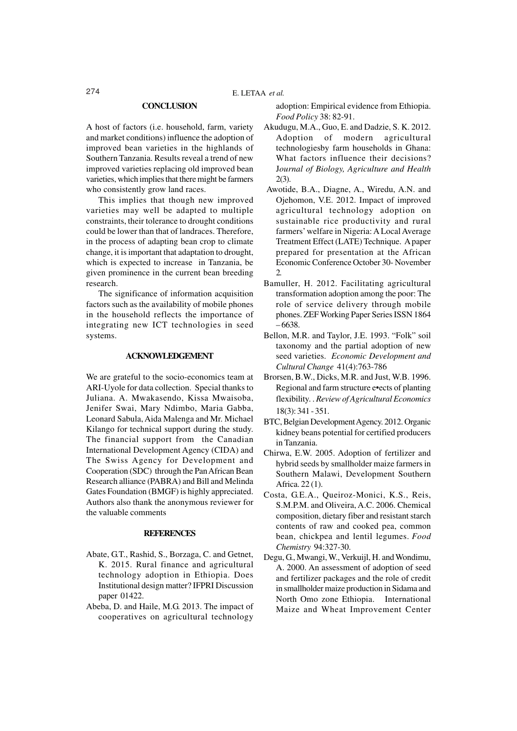## CONCLUSION

A host of factors (i.e. household, farm, variety and market conditions) influence the adoption of improved bean varieties in the highlands of Southern Tanzania. Results reveal a trend of new improved varieties replacing old improved bean varieties, which implies that there might be farmers who consistently grow land races.

This implies that though new improved varieties may well be adapted to multiple constraints, their tolerance to drought conditions could be lower than that of landraces. Therefore, in the process of adapting bean crop to climate change, it is important that adaptation to drought, which is expected to increase in Tanzania, be given prominence in the current bean breeding research.

The significance of information acquisition factors such as the availability of mobile phones in the household reflects the importance of integrating new ICT technologies in seed systems.

## ACKNOWLEDGEMENT

We are grateful to the socio-economics team at ARI-Uyole for data collection. Special thanks to Juliana. A. Mwakasendo, Kissa Mwaisoba, Jenifer Swai, Mary Ndimbo, Maria Gabba, Leonard Sabula, Aida Malenga and Mr. Michael Kilango for technical support during the study. The financial support from the Canadian International Development Agency (CIDA) and The Swiss Agency for Development and Cooperation (SDC) through the Pan African Bean Research alliance (PABRA) and Bill and Melinda Gates Foundation (BMGF) is highly appreciated. Authors also thank the anonymous reviewer for the valuable comments

## REFERENCES

Abate, G.T., Rashid, S., Borzaga, C. and Getnet, K. 2015. Rural finance and agricultural technology adoption in Ethiopia. Does Institutional design matter? IFPRI Discussion paper 01422.

Abeba, D. and Haile, M.G. 2013. The impact of cooperatives on agricultural technology adoption: Empirical evidence from Ethiopia. *Food Policy* 38: 82-91.

Akudugu, M.A., Guo, E. and Dadzie, S. K. 2012. Adoption of modern agricultural technologiesby farm households in Ghana: What factors influence their decisions? J*ournal of Biology, Agriculture and Health* 2(3).

Awotide, B.A., Diagne, A., Wiredu, A.N. and Ojehomon, V.E. 2012. Impact of improved agricultural technology adoption on sustainable rice productivity and rural farmers' welfare in Nigeria: A Local Average Treatment Effect (LATE) Technique. A paper prepared for presentation at the African Economic Conference October 30- November 2.

Bamuller, H. 2012. Facilitating agricultural transformation adoption among the poor: The role of service delivery through mobile phones. ZEF Working Paper Series ISSN 1864 – 6638.

Bellon, M.R. and Taylor, J.E. 1993. "Folk" soil taxonomy and the partial adoption of new seed varieties. *Economic Development and Cultural Change* 41(4):763-786

Brorsen, B.W., Dicks, M.R. and Just, W.B. 1996. Regional and farm structure e•ects of planting flexibility. . *Review of Agricultural Economics* 18(3): 341 - 351.

BTC, Belgian Development Agency. 2012. Organic kidney beans potential for certified producers in Tanzania.

Chirwa, E.W. 2005. Adoption of fertilizer and hybrid seeds by smallholder maize farmers in Southern Malawi, Development Southern Africa. 22 (1).

Costa, G.E.A., Queiroz-Monici, K.S., Reis, S.M.P.M. and Oliveira, A.C. 2006. Chemical composition, dietary fiber and resistant starch contents of raw and cooked pea, common bean, chickpea and lentil legumes. *Food Chemistry* 94:327-30.

Degu, G., Mwangi, W., Verkuijl, H. and Wondimu, A. 2000. An assessment of adoption of seed and fertilizer packages and the role of credit in smallholder maize production in Sidama and North Omo zone Ethiopia. International Maize and Wheat Improvement Center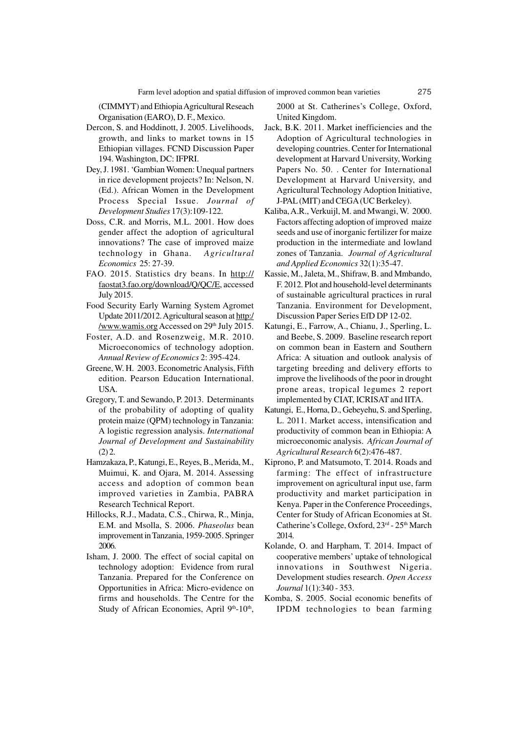(CIMMYT) and Ethiopia Agricultural Reseach Organisation (EARO), D. F., Mexico.

Dercon, S. and Hoddinott, J. 2005. Livelihoods, growth, and links to market towns in 15 Ethiopian villages. FCND Discussion Paper 194. Washington, DC: IFPRI.

Dey, J. 1981. 'Gambian Women: Unequal partners in rice development projects? In: Nelson, N. (Ed.). African Women in the Development Process Special Issue. *Journal of Development Studies* 17(3):109-122.

Doss, C.R. and Morris, M.L. 2001. How does gender affect the adoption of agricultural innovations? The case of improved maize technology in Ghana. *Agricultural Economics* 25: 27-39.

FAO. 2015. Statistics dry beans. In http://faostat3.fao.org/download/Q/QC/E, accessed July 2015.

Food Security Early Warning System Agromet Update 2011/2012. Agricultural season at http://www.wamis.org Accessed on 29th July 2015.

Foster, A.D. and Rosenzweig, M.R. 2010. Microeconomics of technology adoption. *Annual Review of Economics* 2: 395-424.

Greene, W. H. 2003. Econometric Analysis, Fifth edition. Pearson Education International. USA.

Gregory, T. and Sewando, P. 2013. Determinants of the probability of adopting of quality protein maize (QPM) technology in Tanzania: A logistic regression analysis. *International Journal of Development and Sustainability* (2) 2.

Hamzakaza, P., Katungi, E., Reyes, B., Merida, M., Muimui, K. and Ojara, M. 2014. Assessing access and adoption of common bean improved varieties in Zambia, PABRA Research Technical Report.

Hillocks, R.J., Madata, C.S., Chirwa, R., Minja, E.M. and Msolla, S. 2006. *Phaseolus* bean improvement in Tanzania, 1959-2005. Springer 2006.

Isham, J. 2000. The effect of social capital on technology adoption: Evidence from rural Tanzania. Prepared for the Conference on Opportunities in Africa: Micro-evidence on firms and households. The Centre for the Study of African Economies, April 9th-10th, 2000 at St. Catherines's College, Oxford, United Kingdom.

Jack, B.K. 2011. Market inefficiencies and the Adoption of Agricultural technologies in developing countries. Center for International development at Harvard University, Working Papers No. 50. . Center for International Development at Harvard University, and Agricultural Technology Adoption Initiative, J-PAL (MIT) and CEGA (UC Berkeley).

Kaliba, A.R., Verkuijl, M. and Mwangi, W. 2000. Factors affecting adoption of improved maize seeds and use of inorganic fertilizer for maize production in the intermediate and lowland zones of Tanzania. *Journal of Agricultural and Applied Economics* 32(1):35-47.

Kassie, M., Jaleta, M., Shifraw, B. and Mmbando, F. 2012. Plot and household-level determinants of sustainable agricultural practices in rural Tanzania. Environment for Development, Discussion Paper Series EfD DP 12-02.

Katungi, E., Farrow, A., Chianu, J., Sperling, L. and Beebe, S. 2009. Baseline research report on common bean in Eastern and Southern Africa: A situation and outlook analysis of targeting breeding and delivery efforts to improve the livelihoods of the poor in drought prone areas, tropical legumes 2 report implemented by CIAT, ICRISAT and IITA.

Katungi, E., Horna, D., Gebeyehu, S. and Sperling, L. 2011. Market access, intensification and productivity of common bean in Ethiopia: A microeconomic analysis. *African Journal of Agricultural Research* 6(2):476-487.

Kiprono, P. and Matsumoto, T. 2014. Roads and farming: The effect of infrastructure improvement on agricultural input use, farm productivity and market participation in Kenya. Paper in the Conference Proceedings, Center for Study of African Economies at St. Catherine's College, Oxford, 23rd - 25th March 2014.

Kolande, O. and Harpham, T. 2014. Impact of cooperative members' uptake of tehnological innovations in Southwest Nigeria. Development studies research. *Open Access Journal* 1(1):340 - 353.

Komba, S. 2005. Social economic benefits of IPDM technologies to bean farming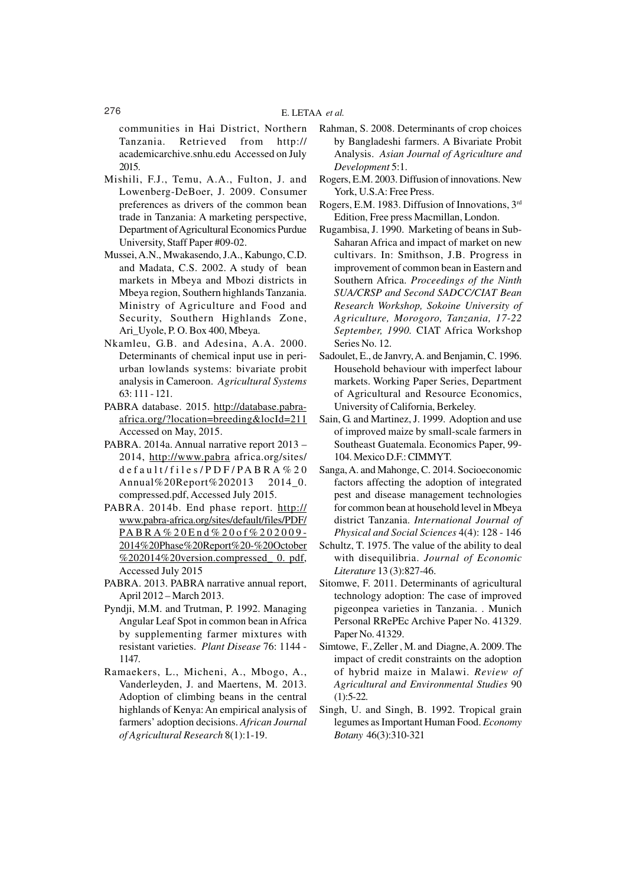communities in Hai District, Northern Tanzania. Retrieved from http:// academicarchive.snhu.edu Accessed on July 2015.

Mishili, F.J., Temu, A.A., Fulton, J. and Lowenberg-DeBoer, J. 2009. Consumer preferences as drivers of the common bean trade in Tanzania: A marketing perspective, Department of Agricultural Economics Purdue University, Staff Paper #09-02.

Mussei, A.N., Mwakasendo, J.A., Kabungo, C.D. and Madata, C.S. 2002. A study of bean markets in Mbeya and Mbozi districts in Mbeya region, Southern highlands Tanzania. Ministry of Agriculture and Food and Security, Southern Highlands Zone, Ari_Uyole, P. O. Box 400, Mbeya.

Nkamleu, G.B. and Adesina, A.A. 2000. Determinants of chemical input use in peri-urban lowlands systems: bivariate probit analysis in Cameroon. *Agricultural Systems* 63: 111 - 121.

PABRA database. 2015. http://database.pabra-africa.org/?location=breeding&locId=211 Accessed on May, 2015.

PABRA. 2014a. Annual narrative report 2013 – 2014, http://www.pabra africa.org/sites/default/files/PDF/PABRA%20 Annual%20Report%202013 2014_0. compressed.pdf, Accessed July 2015.

PABRA. 2014b. End phase report. http://www.pabra-africa.org/sites/default/files/PDF/PABRA%20End%20of%202009-2014%20Phase%20Report%20-%20October%202014%20version.compressed_ 0. pdf, Accessed July 2015

PABRA. 2013. PABRA narrative annual report, April 2012 – March 2013.

Pyndji, M.M. and Trutman, P. 1992. Managing Angular Leaf Spot in common bean in Africa by supplementing farmer mixtures with resistant varieties. *Plant Disease* 76: 1144 - 1147.

Ramaekers, L., Micheni, A., Mbogo, A., Vanderleyden, J. and Maertens, M. 2013. Adoption of climbing beans in the central highlands of Kenya: An empirical analysis of farmers' adoption decisions. *African Journal of Agricultural Research* 8(1):1-19.

Rahman, S. 2008. Determinants of crop choices by Bangladeshi farmers. A Bivariate Probit Analysis. *Asian Journal of Agriculture and Development* 5:1.

Rogers, E.M. 2003. Diffusion of innovations. New York, U.S.A: Free Press.

Rogers, E.M. 1983. Diffusion of Innovations, 3rd Edition, Free press Macmillan, London.

Rugambisa, J. 1990. Marketing of beans in Sub-Saharan Africa and impact of market on new cultivars. In: Smithson, J.B. Progress in improvement of common bean in Eastern and Southern Africa. *Proceedings of the Ninth SUA/CRSP and Second SADCC/CIAT Bean Research Workshop, Sokoine University of Agriculture, Morogoro, Tanzania, 17-22 September, 1990.* CIAT Africa Workshop Series No. 12.

Sadoulet, E., de Janvry, A. and Benjamin, C. 1996. Household behaviour with imperfect labour markets. Working Paper Series, Department of Agricultural and Resource Economics, University of California, Berkeley.

Sain, G. and Martinez, J. 1999. Adoption and use of improved maize by small-scale farmers in Southeast Guatemala. Economics Paper, 99-104. Mexico D.F.: CIMMYT.

Sanga, A. and Mahonge, C. 2014. Socioeconomic factors affecting the adoption of integrated pest and disease management technologies for common bean at household level in Mbeya district Tanzania. *International Journal of Physical and Social Sciences* 4(4): 128 - 146

Schultz, T. 1975. The value of the ability to deal with disequilibria. *Journal of Economic Literature* 13 (3):827-46.

Sitomwe, F. 2011. Determinants of agricultural technology adoption: The case of improved pigeonpea varieties in Tanzania. . Munich Personal RRePEc Archive Paper No. 41329. Paper No. 41329.

Simtowe, F., Zeller , M. and Diagne, A. 2009. The impact of credit constraints on the adoption of hybrid maize in Malawi. *Review of Agricultural and Environmental Studies* 90 (1):5-22.

Singh, U. and Singh, B. 1992. Tropical grain legumes as Important Human Food. *Economy Botany* 46(3):310-321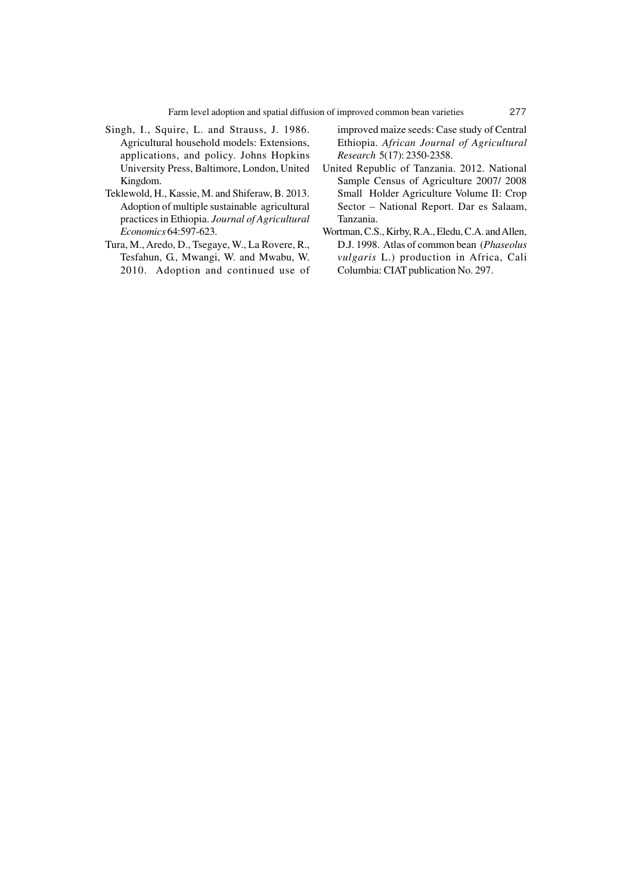Singh, I., Squire, L. and Strauss, J. 1986. Agricultural household models: Extensions, applications, and policy. Johns Hopkins University Press, Baltimore, London, United Kingdom.

Teklewold, H., Kassie, M. and Shiferaw, B. 2013. Adoption of multiple sustainable agricultural practices in Ethiopia. *Journal of Agricultural Economics* 64:597-623.

Tura, M., Aredo, D., Tsegaye, W., La Rovere, R., Tesfahun, G., Mwangi, W. and Mwabu, W. 2010. Adoption and continued use of improved maize seeds: Case study of Central Ethiopia. *African Journal of Agricultural Research* 5(17): 2350-2358.

United Republic of Tanzania. 2012. National Sample Census of Agriculture 2007/ 2008 Small Holder Agriculture Volume II: Crop Sector – National Report. Dar es Salaam, Tanzania.

Wortman, C.S., Kirby, R.A., Eledu, C.A. and Allen, D.J. 1998. Atlas of common bean (*Phaseolus vulgaris* L.) production in Africa, Cali Columbia: CIAT publication No. 297.